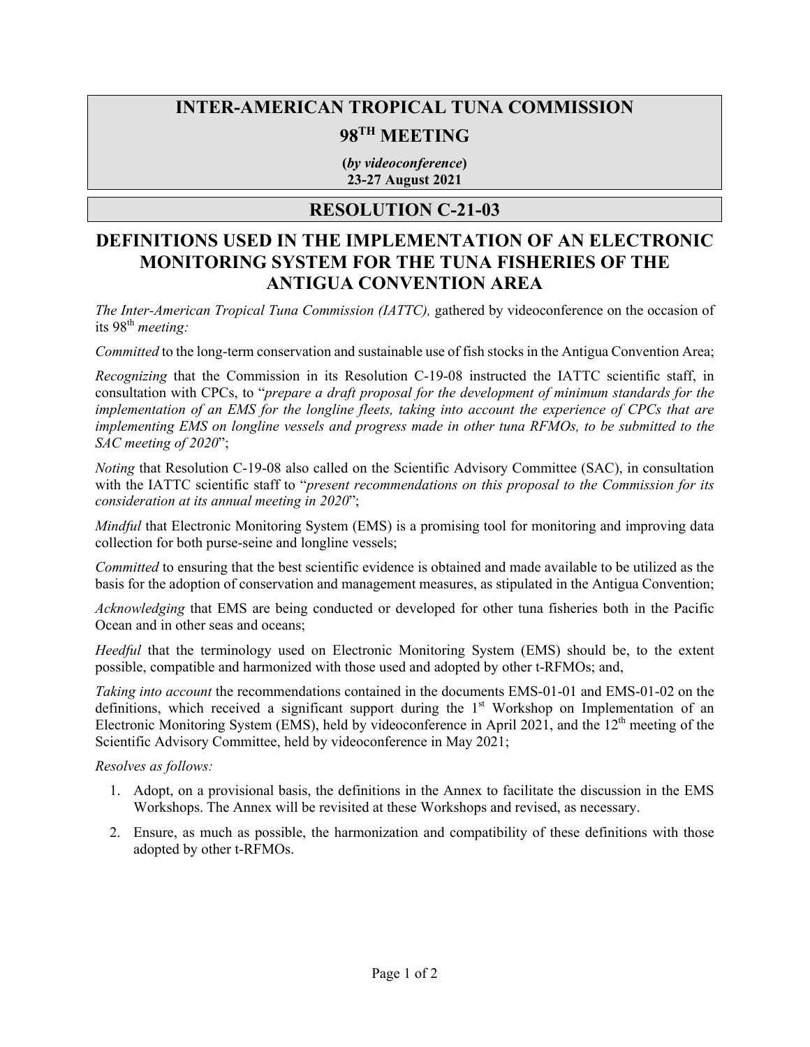# INTER-AMERICAN TROPICAL TUNA COMMISSION

## 98TH MEETING

**(*by videoconference*)**
**23-27 August 2021**

## RESOLUTION C-21-03

## DEFINITIONS USED IN THE IMPLEMENTATION OF AN ELECTRONIC MONITORING SYSTEM FOR THE TUNA FISHERIES OF THE ANTIGUA CONVENTION AREA

*The Inter-American Tropical Tuna Commission (IATTC),* gathered by videoconference on the occasion of its 98th *meeting:*

*Committed* to the long-term conservation and sustainable use of fish stocks in the Antigua Convention Area;

*Recognizing* that the Commission in its Resolution C-19-08 instructed the IATTC scientific staff, in consultation with CPCs, to "*prepare a draft proposal for the development of minimum standards for the implementation of an EMS for the longline fleets, taking into account the experience of CPCs that are implementing EMS on longline vessels and progress made in other tuna RFMOs, to be submitted to the SAC meeting of 2020*";

*Noting* that Resolution C-19-08 also called on the Scientific Advisory Committee (SAC), in consultation with the IATTC scientific staff to "*present recommendations on this proposal to the Commission for its consideration at its annual meeting in 2020*";

*Mindful* that Electronic Monitoring System (EMS) is a promising tool for monitoring and improving data collection for both purse-seine and longline vessels;

*Committed* to ensuring that the best scientific evidence is obtained and made available to be utilized as the basis for the adoption of conservation and management measures, as stipulated in the Antigua Convention;

*Acknowledging* that EMS are being conducted or developed for other tuna fisheries both in the Pacific Ocean and in other seas and oceans;

*Heedful* that the terminology used on Electronic Monitoring System (EMS) should be, to the extent possible, compatible and harmonized with those used and adopted by other t-RFMOs; and,

*Taking into account* the recommendations contained in the documents EMS-01-01 and EMS-01-02 on the definitions, which received a significant support during the 1st Workshop on Implementation of an Electronic Monitoring System (EMS), held by videoconference in April 2021, and the 12th meeting of the Scientific Advisory Committee, held by videoconference in May 2021;

*Resolves as follows:*

1. Adopt, on a provisional basis, the definitions in the Annex to facilitate the discussion in the EMS Workshops. The Annex will be revisited at these Workshops and revised, as necessary.
2. Ensure, as much as possible, the harmonization and compatibility of these definitions with those adopted by other t-RFMOs.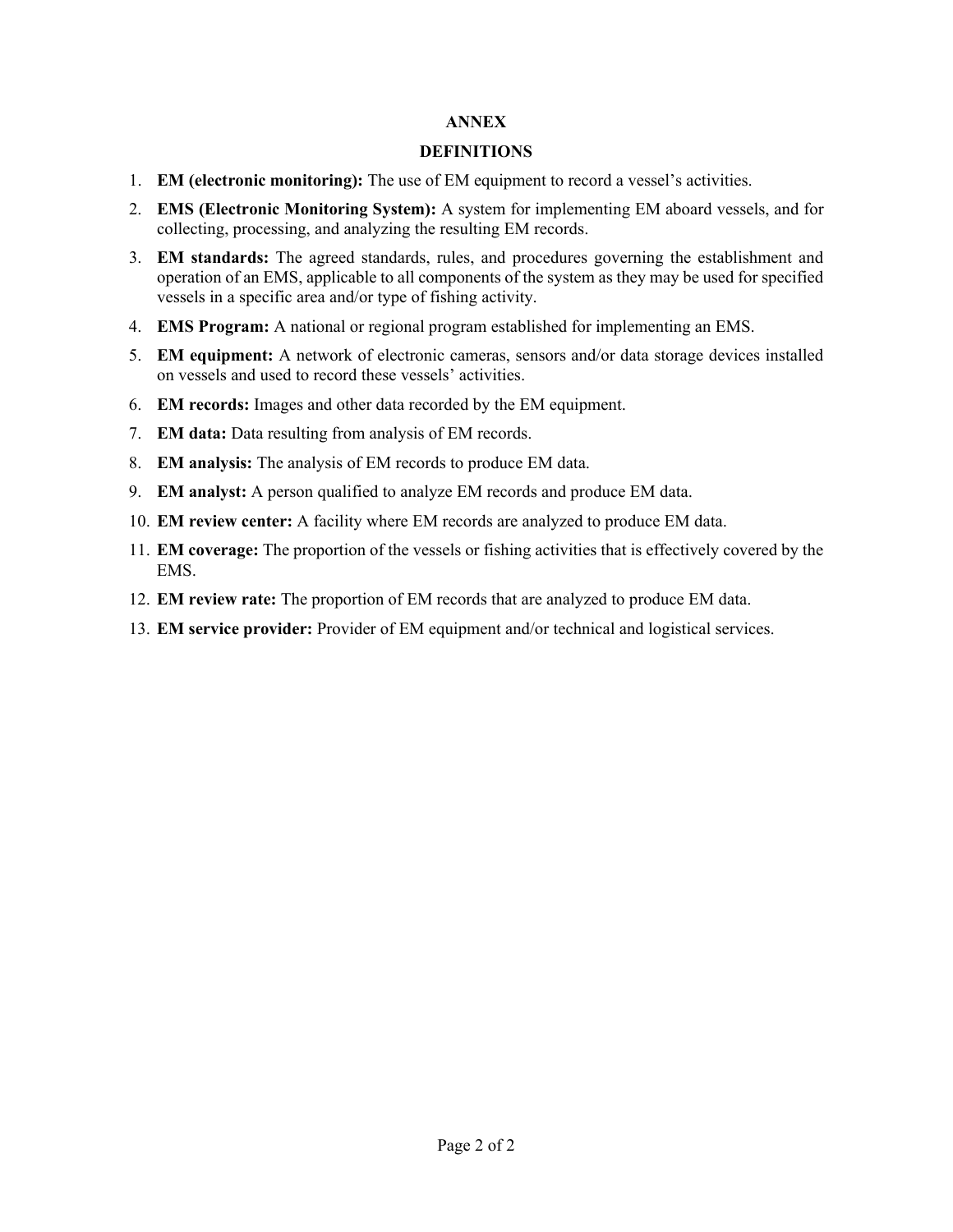## ANNEX

## DEFINITIONS

1. **EM (electronic monitoring):** The use of EM equipment to record a vessel's activities.
2. **EMS (Electronic Monitoring System):** A system for implementing EM aboard vessels, and for collecting, processing, and analyzing the resulting EM records.
3. **EM standards:** The agreed standards, rules, and procedures governing the establishment and operation of an EMS, applicable to all components of the system as they may be used for specified vessels in a specific area and/or type of fishing activity.
4. **EMS Program:** A national or regional program established for implementing an EMS.
5. **EM equipment:** A network of electronic cameras, sensors and/or data storage devices installed on vessels and used to record these vessels' activities.
6. **EM records:** Images and other data recorded by the EM equipment.
7. **EM data:** Data resulting from analysis of EM records.
8. **EM analysis:** The analysis of EM records to produce EM data.
9. **EM analyst:** A person qualified to analyze EM records and produce EM data.
10. **EM review center:** A facility where EM records are analyzed to produce EM data.
11. **EM coverage:** The proportion of the vessels or fishing activities that is effectively covered by the EMS.
12. **EM review rate:** The proportion of EM records that are analyzed to produce EM data.
13. **EM service provider:** Provider of EM equipment and/or technical and logistical services.